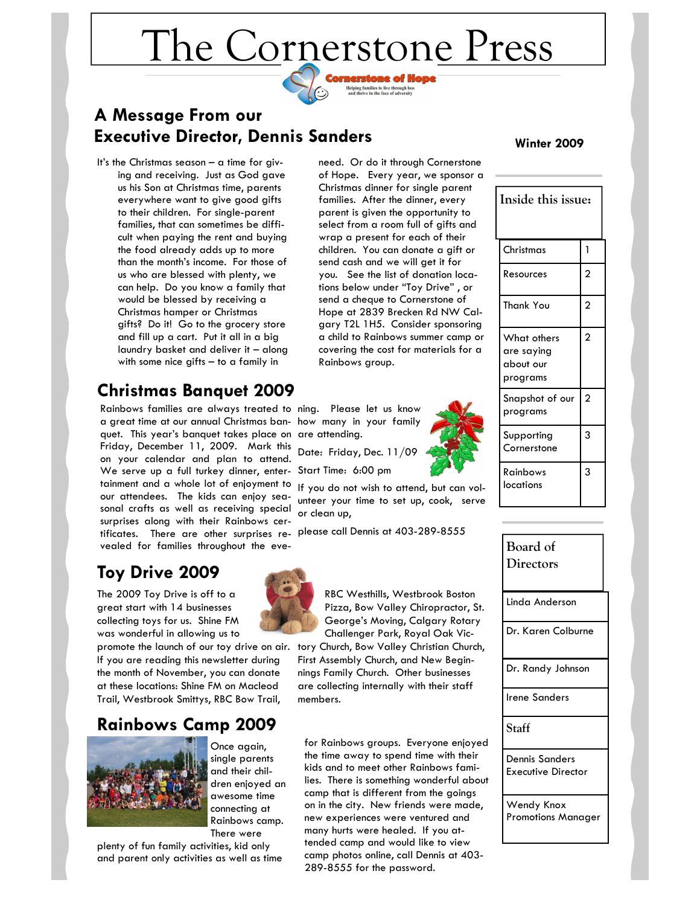# The Cornerstone Press

Cornerstone of Hope

Helping families to live through loss and thrive in the face of adversity

**Winter 2009**

## A Message From our Executive Director, Dennis Sanders

It's the Christmas season – a time for giving and receiving. Just as God gave us his Son at Christmas time, parents everywhere want to give good gifts to their children. For single-parent families, that can sometimes be difficult when paying the rent and buying the food already adds up to more than the month's income. For those of us who are blessed with plenty, we can help. Do you know a family that would be blessed by receiving a Christmas hamper or Christmas gifts? Do it! Go to the grocery store and fill up a cart. Put it all in a big laundry basket and deliver it – along with some nice gifts – to a family in need. Or do it through Cornerstone of Hope. Every year, we sponsor a Christmas dinner for single parent families. After the dinner, every parent is given the opportunity to select from a room full of gifts and wrap a present for each of their children. You can donate a gift or send cash and we will get it for you. See the list of donation locations below under "Toy Drive" , or send a cheque to Cornerstone of Hope at 2839 Brecken Rd NW Calgary T2L 1H5. Consider sponsoring a child to Rainbows summer camp or covering the cost for materials for a Rainbows group.

## Christmas Banquet 2009

Rainbows families are always treated to a great time at our annual Christmas banquet. This year's banquet takes place on Friday, December 11, 2009. Mark this on your calendar and plan to attend. We serve up a full turkey dinner, entertainment and a whole lot of enjoyment to our attendees. The kids can enjoy seasonal crafts as well as receiving special surprises along with their Rainbows certificates. There are other surprises revealed for families throughout the evening. Please let us know how many in your family are attending.

Date: Friday, Dec. 11/09

Start Time: 6:00 pm

If you do not wish to attend, but can volunteer your time to set up, cook, serve or clean up,

please call Dennis at 403-289-8555

## Toy Drive 2009

The 2009 Toy Drive is off to a great start with 14 businesses collecting toys for us. Shine FM was wonderful in allowing us to promote the launch of our toy drive on air. If you are reading this newsletter during the month of November, you can donate at these locations: Shine FM on Macleod Trail, Westbrook Smittys, RBC Bow Trail, RBC Westhills, Westbrook Boston Pizza, Bow Valley Chiropractor, St. George's Moving, Calgary Rotary Challenger Park, Royal Oak Victory Church, Bow Valley Christian Church, First Assembly Church, and New Beginnings Family Church. Other businesses are collecting internally with their staff members.

## Rainbows Camp 2009

Once again, single parents and their children enjoyed an awesome time connecting at Rainbows camp. There were plenty of fun family activities, kid only and parent only activities as well as time for Rainbows groups. Everyone enjoyed the time away to spend time with their kids and to meet other Rainbows families. There is something wonderful about camp that is different from the goings on in the city. New friends were made, new experiences were ventured and many hurts were healed. If you attended camp and would like to view camp photos online, call Dennis at 403-289-8555 for the password.

| Inside this issue: | |
|---|---|
| Christmas | 1 |
| Resources | 2 |
| Thank You | 2 |
| What others are saying about our programs | 2 |
| Snapshot of our programs | 2 |
| Supporting Cornerstone | 3 |
| Rainbows locations | 3 |

| Board of Directors |
|---|
| Linda Anderson |
| Dr. Karen Colburne |
| Dr. Randy Johnson |
| Irene Sanders |

| Staff |
|---|
| Dennis Sanders<br>Executive Director |
| Wendy Knox<br>Promotions Manager |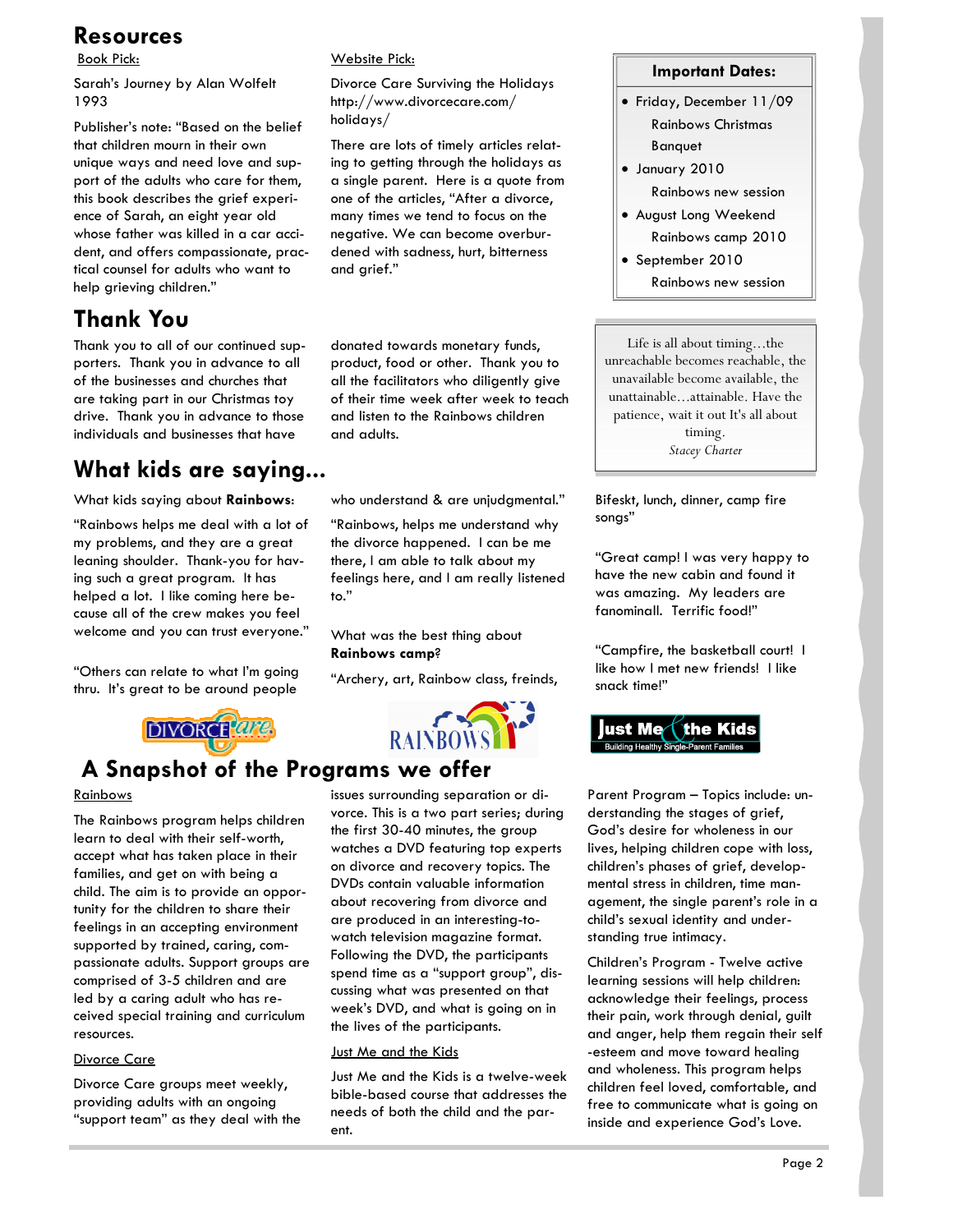# Resources

Book Pick:

Sarah's Journey by Alan Wolfelt 1993

Publisher's note: "Based on the belief that children mourn in their own unique ways and need love and support of the adults who care for them, this book describes the grief experience of Sarah, an eight year old whose father was killed in a car accident, and offers compassionate, practical counsel for adults who want to help grieving children."

Website Pick:

Divorce Care Surviving the Holidays http://www.divorcecare.com/holidays/

There are lots of timely articles relating to getting through the holidays as a single parent. Here is a quote from one of the articles, "After a divorce, many times we tend to focus on the negative. We can become overburdened with sadness, hurt, bitterness and grief."

**Important Dates:**

- Friday, December 11/09
  Rainbows Christmas Banquet
- January 2010
  Rainbows new session
- August Long Weekend
  Rainbows camp 2010
- September 2010
  Rainbows new session

Life is all about timing…the unreachable becomes reachable, the unavailable become available, the unattainable…attainable. Have the patience, wait it out It's all about timing.
*Stacey Charter*

# Thank You

Thank you to all of our continued supporters. Thank you in advance to all of the businesses and churches that are taking part in our Christmas toy drive. Thank you in advance to those individuals and businesses that have donated towards monetary funds, product, food or other. Thank you to all the facilitators who diligently give of their time week after week to teach and listen to the Rainbows children and adults.

# What kids are saying…

What kids saying about **Rainbows**:

"Rainbows helps me deal with a lot of my problems, and they are a great leaning shoulder. Thank-you for having such a great program. It has helped a lot. I like coming here because all of the crew makes you feel welcome and you can trust everyone."

"Others can relate to what I'm going thru. It's great to be around people who understand & are unjudgmental."

"Rainbows, helps me understand why the divorce happened. I can be me there, I am able to talk about my feelings here, and I am really listened to."

What was the best thing about **Rainbows camp**?

"Archery, art, Rainbow class, freinds, Bifeskt, lunch, dinner, camp fire songs"

"Great camp! I was very happy to have the new cabin and found it was amazing. My leaders are fanominall. Terrific food!"

"Campfire, the basketball court! I like how I met new friends! I like snack time!"

# A Snapshot of the Programs we offer

Rainbows

The Rainbows program helps children learn to deal with their self-worth, accept what has taken place in their families, and get on with being a child. The aim is to provide an opportunity for the children to share their feelings in an accepting environment supported by trained, caring, compassionate adults. Support groups are comprised of 3-5 children and are led by a caring adult who has received special training and curriculum resources.

Divorce Care

Divorce Care groups meet weekly, providing adults with an ongoing "support team" as they deal with the issues surrounding separation or divorce. This is a two part series; during the first 30-40 minutes, the group watches a DVD featuring top experts on divorce and recovery topics. The DVDs contain valuable information about recovering from divorce and are produced in an interesting-to-watch television magazine format. Following the DVD, the participants spend time as a "support group", discussing what was presented on that week's DVD, and what is going on in the lives of the participants.

Just Me and the Kids

Just Me and the Kids is a twelve-week bible-based course that addresses the needs of both the child and the parent.

Parent Program – Topics include: understanding the stages of grief, God's desire for wholeness in our lives, helping children cope with loss, children's phases of grief, developmental stress in children, time management, the single parent's role in a child's sexual identity and understanding true intimacy.

Children's Program - Twelve active learning sessions will help children: acknowledge their feelings, process their pain, work through denial, guilt and anger, help them regain their self-esteem and move toward healing and wholeness. This program helps children feel loved, comfortable, and free to communicate what is going on inside and experience God's Love.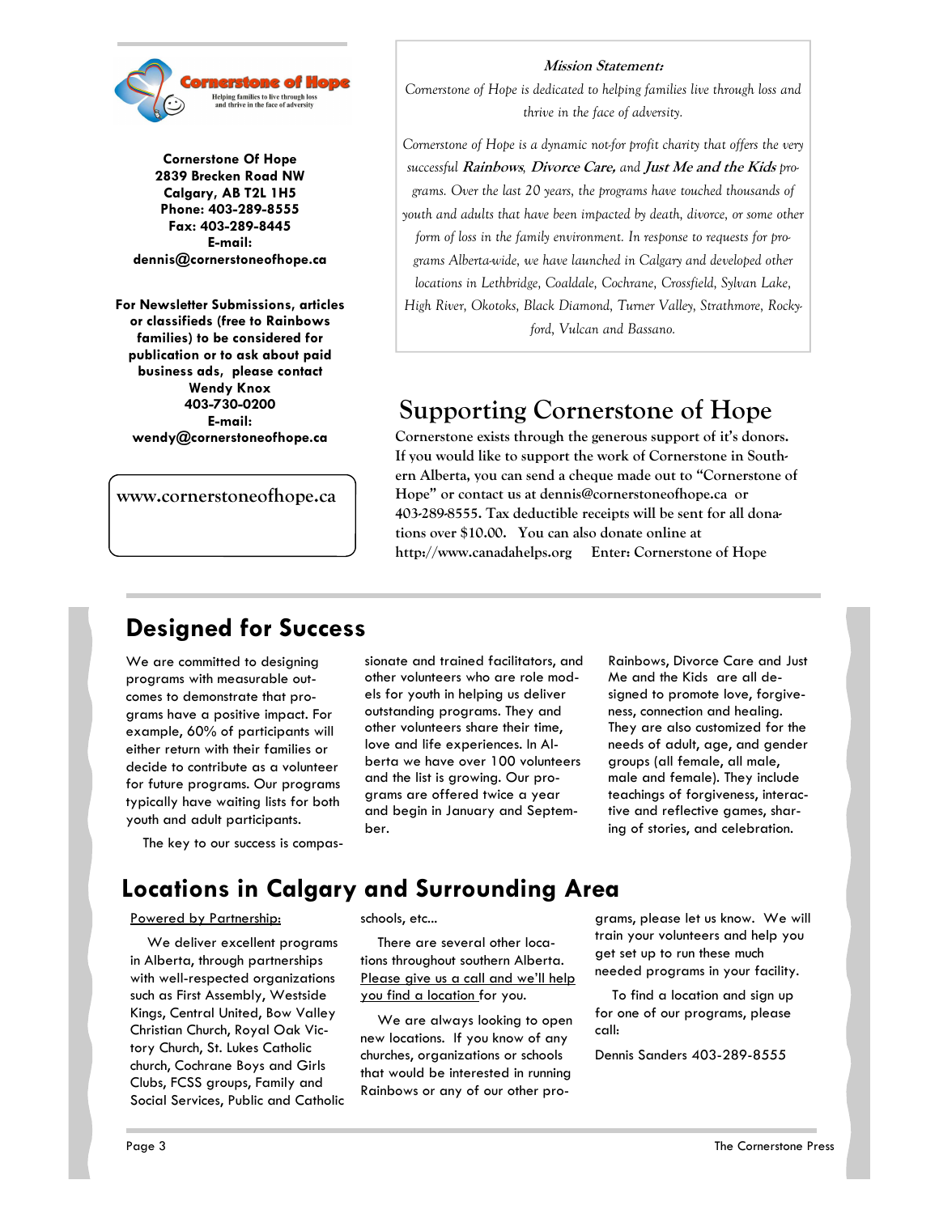**Cornerstone Of Hope**
**2839 Brecken Road NW**
**Calgary, AB T2L 1H5**
**Phone: 403-289-8555**
**Fax: 403-289-8445**
**E-mail:**
**dennis@cornerstoneofhope.ca**

**For Newsletter Submissions, articles or classifieds (free to Rainbows families) to be considered for publication or to ask about paid business ads, please contact Wendy Knox**
**403-730-0200**
**E-mail:**
**wendy@cornerstoneofhope.ca**

www.cornerstoneofhope.ca

***Mission Statement:***

*Cornerstone of Hope is dedicated to helping families live through loss and thrive in the face of adversity.*

*Cornerstone of Hope is a dynamic not-for profit charity that offers the very successful* ***Rainbows****,* ***Divorce Care,*** *and* ***Just Me and the Kids*** *programs. Over the last 20 years, the programs have touched thousands of youth and adults that have been impacted by death, divorce, or some other form of loss in the family environment. In response to requests for programs Alberta-wide, we have launched in Calgary and developed other locations in Lethbridge, Coaldale, Cochrane, Crossfield, Sylvan Lake, High River, Okotoks, Black Diamond, Turner Valley, Strathmore, Rockyford, Vulcan and Bassano.*

## Supporting Cornerstone of Hope

**Cornerstone exists through the generous support of it's donors. If you would like to support the work of Cornerstone in Southern Alberta, you can send a cheque made out to "Cornerstone of Hope" or contact us at dennis@cornerstoneofhope.ca or 403-289-8555. Tax deductible receipts will be sent for all donations over $10.00. You can also donate online at http://www.canadahelps.org Enter: Cornerstone of Hope**

## Designed for Success

We are committed to designing programs with measurable outcomes to demonstrate that programs have a positive impact. For example, 60% of participants will either return with their families or decide to contribute as a volunteer for future programs. Our programs typically have waiting lists for both youth and adult participants.

The key to our success is compassionate and trained facilitators, and other volunteers who are role models for youth in helping us deliver outstanding programs. They and other volunteers share their time, love and life experiences. In Alberta we have over 100 volunteers and the list is growing. Our programs are offered twice a year and begin in January and September.

Rainbows, Divorce Care and Just Me and the Kids are all designed to promote love, forgiveness, connection and healing. They are also customized for the needs of adult, age, and gender groups (all female, all male, male and female). They include teachings of forgiveness, interactive and reflective games, sharing of stories, and celebration.

## Locations in Calgary and Surrounding Area

Powered by Partnership:

We deliver excellent programs in Alberta, through partnerships with well-respected organizations such as First Assembly, Westside Kings, Central United, Bow Valley Christian Church, Royal Oak Victory Church, St. Lukes Catholic church, Cochrane Boys and Girls Clubs, FCSS groups, Family and Social Services, Public and Catholic schools, etc...

There are several other locations throughout southern Alberta. Please give us a call and we'll help you find a location for you.

We are always looking to open new locations. If you know of any churches, organizations or schools that would be interested in running Rainbows or any of our other programs, please let us know. We will train your volunteers and help you get set up to run these much needed programs in your facility.

To find a location and sign up for one of our programs, please call:

Dennis Sanders 403-289-8555